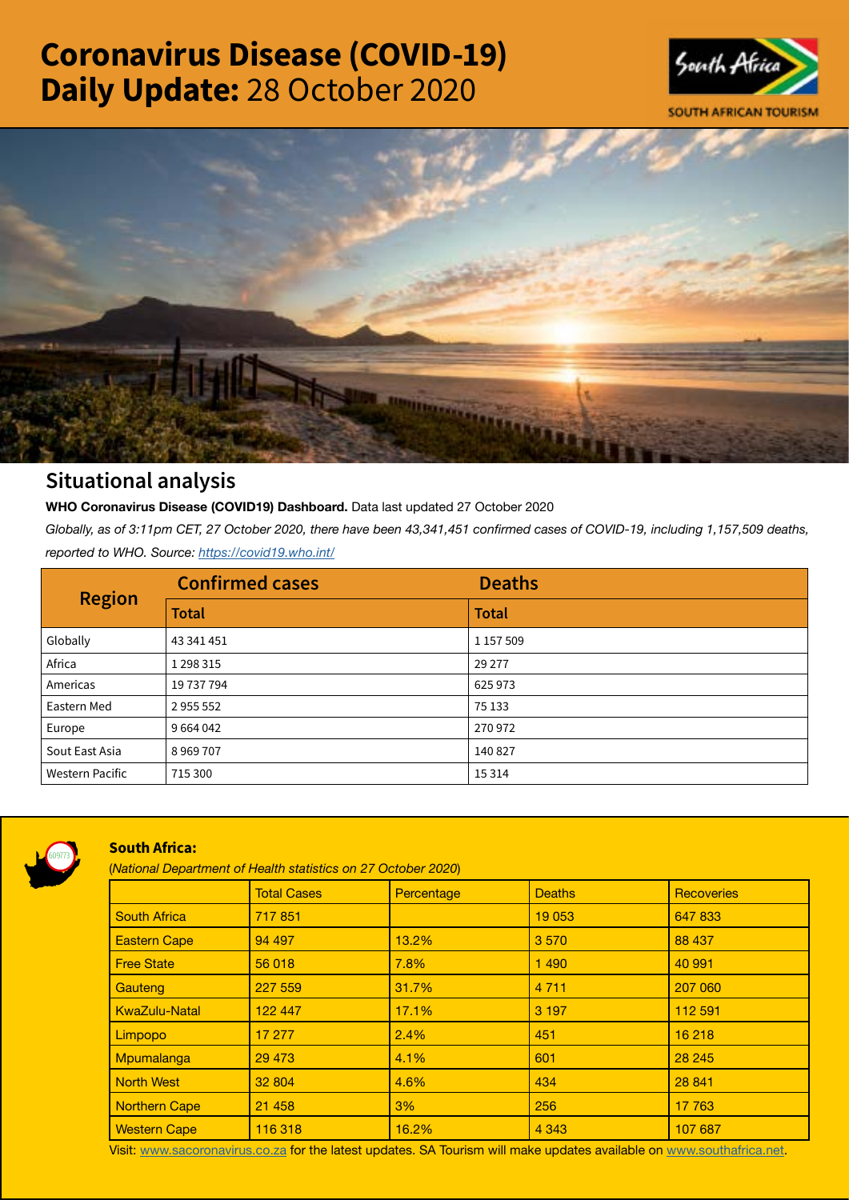# Coronavirus Disease (COVID-19) Daily Update: 28 October 2020

SOUTH AFRICAN TOURISM

## Situational analysis

**WHO Coronavirus Disease (COVID19) Dashboard.** Data last updated 27 October 2020

*Globally, as of 3:11pm CET, 27 October 2020, there have been 43,341,451 confirmed cases of COVID-19, including 1,157,509 deaths, reported to WHO. Source: https://covid19.who.int/*

| Region | Confirmed cases | Deaths |
|---|---|---|
| | Total | Total |
| Globally | 43 341 451 | 1 157 509 |
| Africa | 1 298 315 | 29 277 |
| Americas | 19 737 794 | 625 973 |
| Eastern Med | 2 955 552 | 75 133 |
| Europe | 9 664 042 | 270 972 |
| Sout East Asia | 8 969 707 | 140 827 |
| Western Pacific | 715 300 | 15 314 |

### South Africa:

(*National Department of Health statistics on 27 October 2020*)

| | Total Cases | Percentage | Deaths | Recoveries |
|---|---|---|---|---|
| South Africa | 717 851 | | 19 053 | 647 833 |
| Eastern Cape | 94 497 | 13.2% | 3 570 | 88 437 |
| Free State | 56 018 | 7.8% | 1 490 | 40 991 |
| Gauteng | 227 559 | 31.7% | 4 711 | 207 060 |
| KwaZulu-Natal | 122 447 | 17.1% | 3 197 | 112 591 |
| Limpopo | 17 277 | 2.4% | 451 | 16 218 |
| Mpumalanga | 29 473 | 4.1% | 601 | 28 245 |
| North West | 32 804 | 4.6% | 434 | 28 841 |
| Northern Cape | 21 458 | 3% | 256 | 17 763 |
| Western Cape | 116 318 | 16.2% | 4 343 | 107 687 |

Visit: www.sacoronavirus.co.za for the latest updates. SA Tourism will make updates available on www.southafrica.net.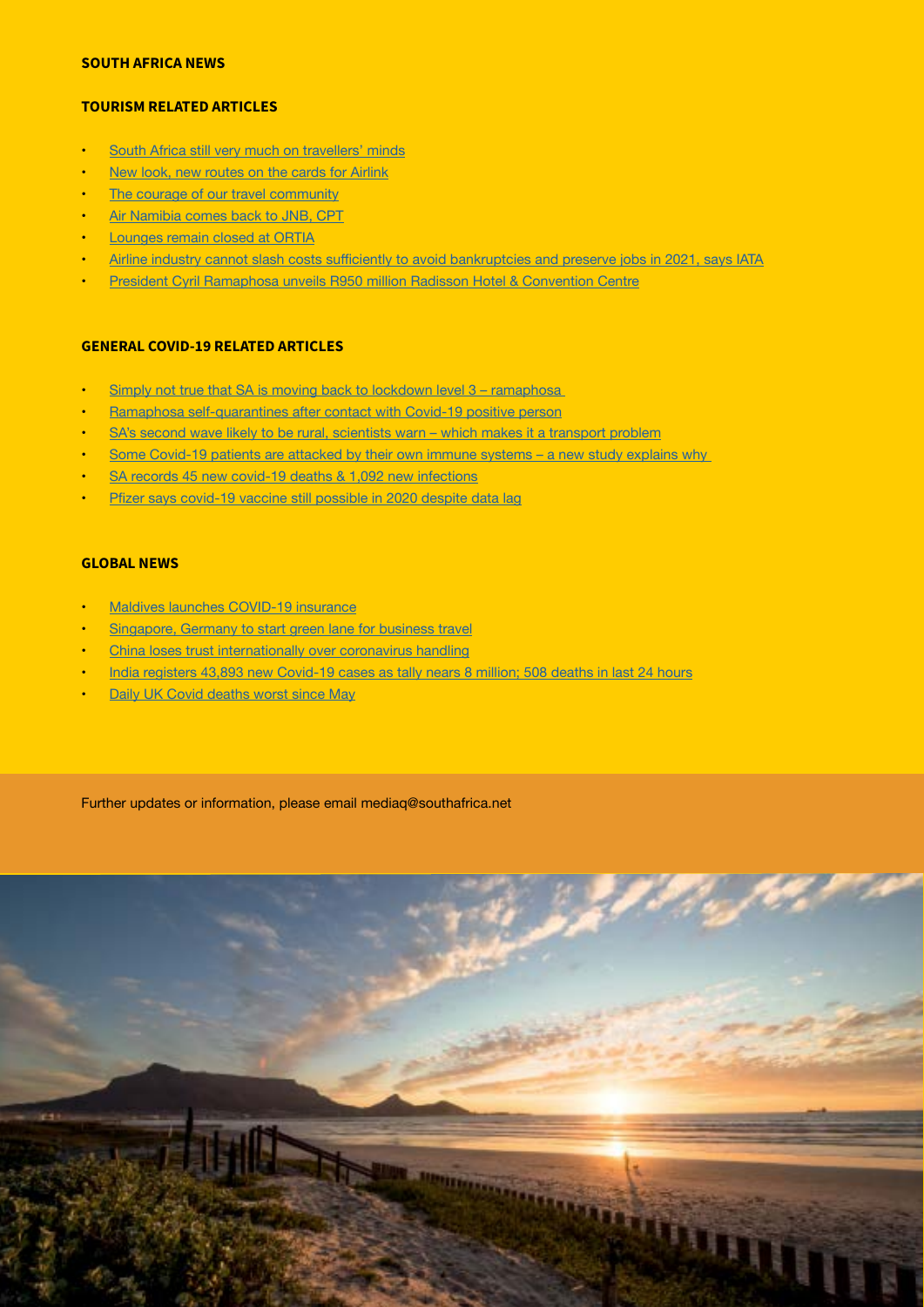## SOUTH AFRICA NEWS

### TOURISM RELATED ARTICLES

- South Africa still very much on travellers' minds
- New look, new routes on the cards for Airlink
- The courage of our travel community
- Air Namibia comes back to JNB, CPT
- Lounges remain closed at ORTIA
- Airline industry cannot slash costs sufficiently to avoid bankruptcies and preserve jobs in 2021, says IATA
- President Cyril Ramaphosa unveils R950 million Radisson Hotel & Convention Centre

### GENERAL COVID-19 RELATED ARTICLES

- Simply not true that SA is moving back to lockdown level 3 – ramaphosa
- Ramaphosa self-quarantines after contact with Covid-19 positive person
- SA's second wave likely to be rural, scientists warn – which makes it a transport problem
- Some Covid-19 patients are attacked by their own immune systems – a new study explains why
- SA records 45 new covid-19 deaths & 1,092 new infections
- Pfizer says covid-19 vaccine still possible in 2020 despite data lag

## GLOBAL NEWS

- Maldives launches COVID-19 insurance
- Singapore, Germany to start green lane for business travel
- China loses trust internationally over coronavirus handling
- India registers 43,893 new Covid-19 cases as tally nears 8 million; 508 deaths in last 24 hours
- Daily UK Covid deaths worst since May

Further updates or information, please email mediaq@southafrica.net